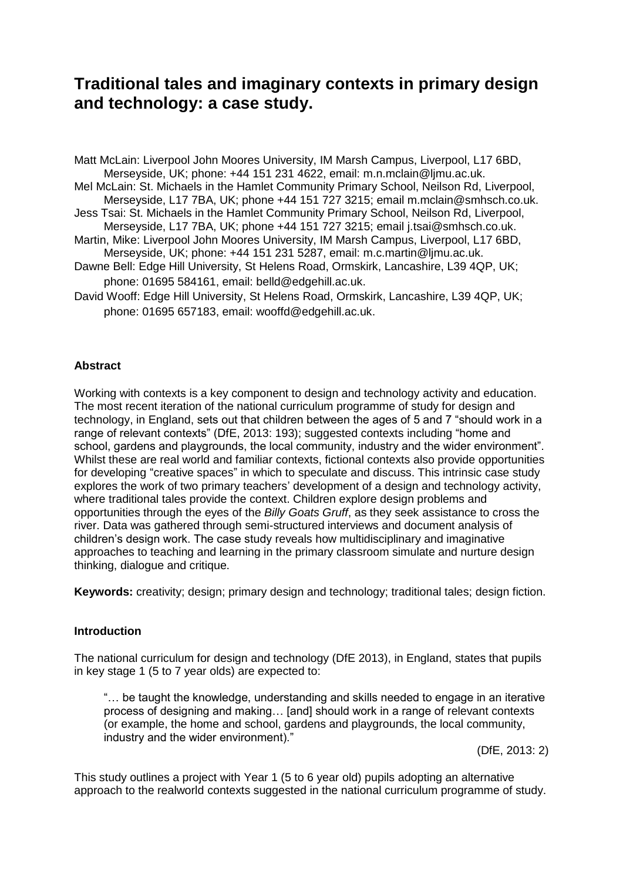# Traditional tales and imaginary contexts in primary design and technology: a case study.

Matt McLain: Liverpool John Moores University, IM Marsh Campus, Liverpool, L17 6BD, Merseyside, UK; phone: +44 151 231 4622, email: m.n.mclain@ljmu.ac.uk.

Mel McLain: St. Michaels in the Hamlet Community Primary School, Neilson Rd, Liverpool, Merseyside, L17 7BA, UK; phone +44 151 727 3215; email m.mclain@smhsch.co.uk.

Jess Tsai: St. Michaels in the Hamlet Community Primary School, Neilson Rd, Liverpool, Merseyside, L17 7BA, UK; phone +44 151 727 3215; email j.tsai@smhsch.co.uk.

Martin, Mike: Liverpool John Moores University, IM Marsh Campus, Liverpool, L17 6BD, Merseyside, UK; phone: +44 151 231 5287, email: m.c.martin@ljmu.ac.uk.

Dawne Bell: Edge Hill University, St Helens Road, Ormskirk, Lancashire, L39 4QP, UK; phone: 01695 584161, email: belld@edgehill.ac.uk.

David Wooff: Edge Hill University, St Helens Road, Ormskirk, Lancashire, L39 4QP, UK; phone: 01695 657183, email: wooffd@edgehill.ac.uk.

**Abstract**

Working with contexts is a key component to design and technology activity and education. The most recent iteration of the national curriculum programme of study for design and technology, in England, sets out that children between the ages of 5 and 7 "should work in a range of relevant contexts" (DfE, 2013: 193); suggested contexts including "home and school, gardens and playgrounds, the local community, industry and the wider environment". Whilst these are real world and familiar contexts, fictional contexts also provide opportunities for developing "creative spaces" in which to speculate and discuss. This intrinsic case study explores the work of two primary teachers' development of a design and technology activity, where traditional tales provide the context. Children explore design problems and opportunities through the eyes of the *Billy Goats Gruff*, as they seek assistance to cross the river. Data was gathered through semi-structured interviews and document analysis of children's design work. The case study reveals how multidisciplinary and imaginative approaches to teaching and learning in the primary classroom simulate and nurture design thinking, dialogue and critique.

**Keywords:** creativity; design; primary design and technology; traditional tales; design fiction.

**Introduction**

The national curriculum for design and technology (DfE 2013), in England, states that pupils in key stage 1 (5 to 7 year olds) are expected to:

> "… be taught the knowledge, understanding and skills needed to engage in an iterative process of designing and making… [and] should work in a range of relevant contexts (or example, the home and school, gardens and playgrounds, the local community, industry and the wider environment)."
>
> (DfE, 2013: 2)

This study outlines a project with Year 1 (5 to 6 year old) pupils adopting an alternative approach to the realworld contexts suggested in the national curriculum programme of study.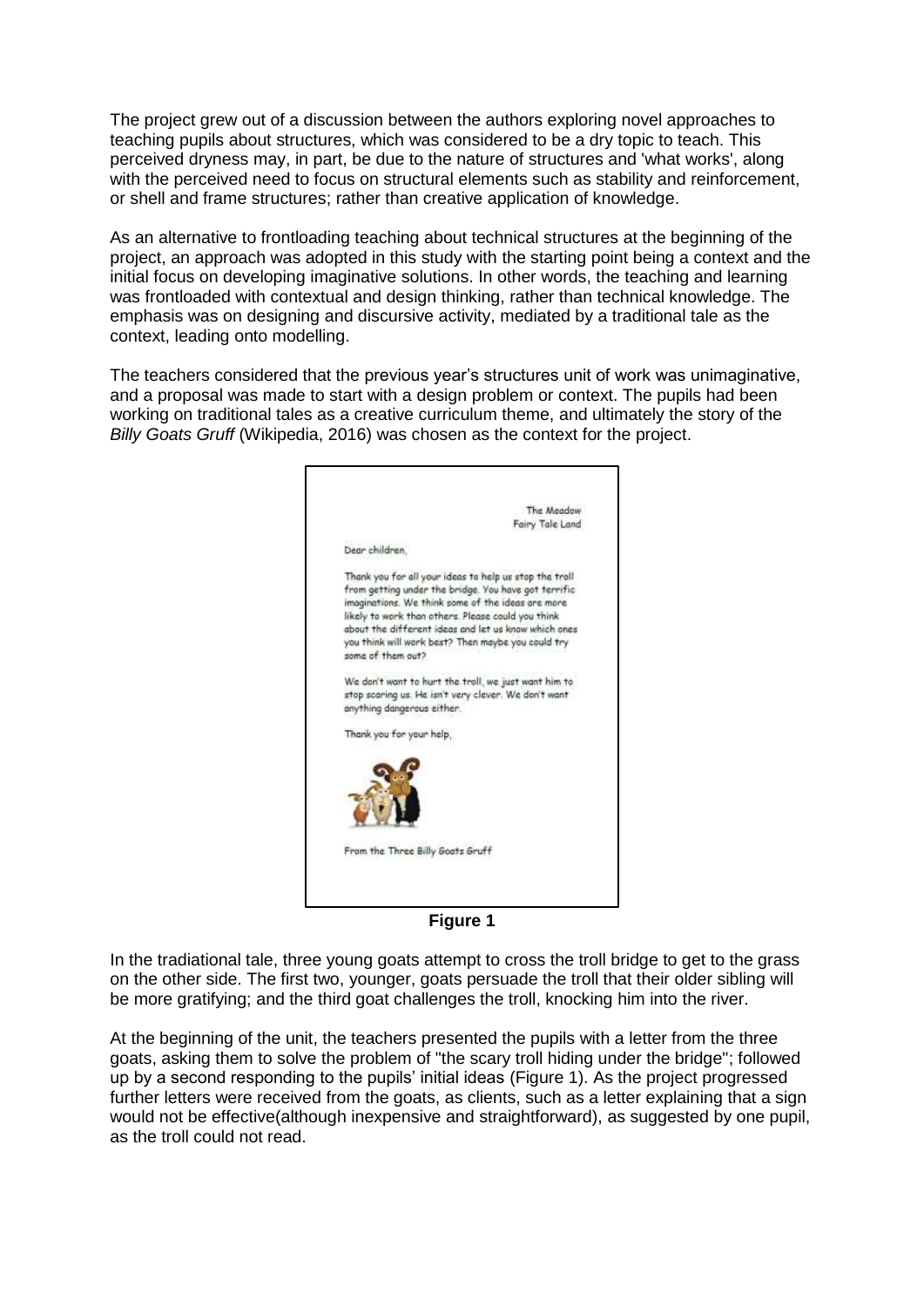The project grew out of a discussion between the authors exploring novel approaches to teaching pupils about structures, which was considered to be a dry topic to teach. This perceived dryness may, in part, be due to the nature of structures and 'what works', along with the perceived need to focus on structural elements such as stability and reinforcement, or shell and frame structures; rather than creative application of knowledge.

As an alternative to frontloading teaching about technical structures at the beginning of the project, an approach was adopted in this study with the starting point being a context and the initial focus on developing imaginative solutions. In other words, the teaching and learning was frontloaded with contextual and design thinking, rather than technical knowledge. The emphasis was on designing and discursive activity, mediated by a traditional tale as the context, leading onto modelling.

The teachers considered that the previous year's structures unit of work was unimaginative, and a proposal was made to start with a design problem or context. The pupils had been working on traditional tales as a creative curriculum theme, and ultimately the story of the *Billy Goats Gruff* (Wikipedia, 2016) was chosen as the context for the project.

The Meadow
Fairy Tale Land

Dear children,

Thank you for all your ideas to help us stop the troll from getting under the bridge. You have got terrific imaginations. We think some of the ideas are more likely to work than others. Please could you think about the different ideas and let us know which ones you think will work best? Then maybe you could try some of them out?

We don't want to hurt the troll, we just want him to stop scaring us. He isn't very clever. We don't want anything dangerous either.

Thank you for your help,

From the Three Billy Goats Gruff

**Figure 1**

In the tradiational tale, three young goats attempt to cross the troll bridge to get to the grass on the other side. The first two, younger, goats persuade the troll that their older sibling will be more gratifying; and the third goat challenges the troll, knocking him into the river.

At the beginning of the unit, the teachers presented the pupils with a letter from the three goats, asking them to solve the problem of "the scary troll hiding under the bridge"; followed up by a second responding to the pupils' initial ideas (Figure 1). As the project progressed further letters were received from the goats, as clients, such as a letter explaining that a sign would not be effective(although inexpensive and straightforward), as suggested by one pupil, as the troll could not read.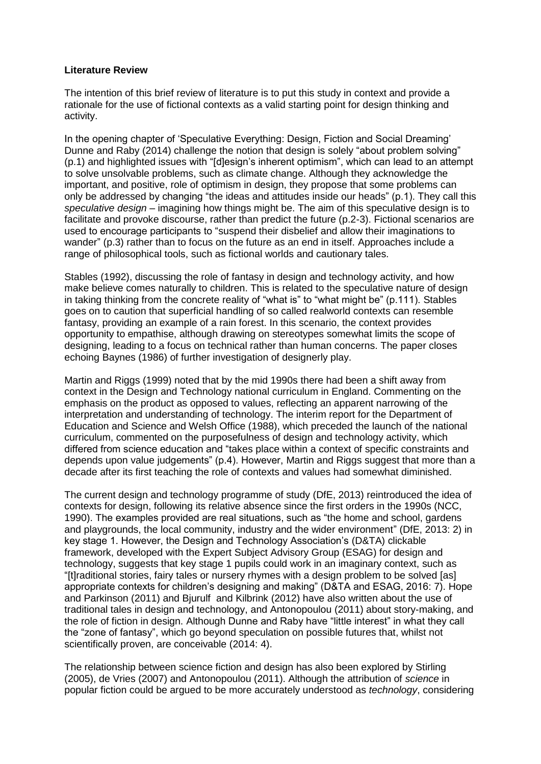**Literature Review**

The intention of this brief review of literature is to put this study in context and provide a rationale for the use of fictional contexts as a valid starting point for design thinking and activity.

In the opening chapter of 'Speculative Everything: Design, Fiction and Social Dreaming' Dunne and Raby (2014) challenge the notion that design is solely "about problem solving" (p.1) and highlighted issues with "[d]esign's inherent optimism", which can lead to an attempt to solve unsolvable problems, such as climate change. Although they acknowledge the important, and positive, role of optimism in design, they propose that some problems can only be addressed by changing "the ideas and attitudes inside our heads" (p.1). They call this *speculative design* – imagining how things might be. The aim of this speculative design is to facilitate and provoke discourse, rather than predict the future (p.2-3). Fictional scenarios are used to encourage participants to "suspend their disbelief and allow their imaginations to wander" (p.3) rather than to focus on the future as an end in itself. Approaches include a range of philosophical tools, such as fictional worlds and cautionary tales.

Stables (1992), discussing the role of fantasy in design and technology activity, and how make believe comes naturally to children. This is related to the speculative nature of design in taking thinking from the concrete reality of "what is" to "what might be" (p.111). Stables goes on to caution that superficial handling of so called realworld contexts can resemble fantasy, providing an example of a rain forest. In this scenario, the context provides opportunity to empathise, although drawing on stereotypes somewhat limits the scope of designing, leading to a focus on technical rather than human concerns. The paper closes echoing Baynes (1986) of further investigation of designerly play.

Martin and Riggs (1999) noted that by the mid 1990s there had been a shift away from context in the Design and Technology national curriculum in England. Commenting on the emphasis on the product as opposed to values, reflecting an apparent narrowing of the interpretation and understanding of technology. The interim report for the Department of Education and Science and Welsh Office (1988), which preceded the launch of the national curriculum, commented on the purposefulness of design and technology activity, which differed from science education and "takes place within a context of specific constraints and depends upon value judgements" (p.4). However, Martin and Riggs suggest that more than a decade after its first teaching the role of contexts and values had somewhat diminished.

The current design and technology programme of study (DfE, 2013) reintroduced the idea of contexts for design, following its relative absence since the first orders in the 1990s (NCC, 1990). The examples provided are real situations, such as "the home and school, gardens and playgrounds, the local community, industry and the wider environment" (DfE, 2013: 2) in key stage 1. However, the Design and Technology Association's (D&TA) clickable framework, developed with the Expert Subject Advisory Group (ESAG) for design and technology, suggests that key stage 1 pupils could work in an imaginary context, such as "[t]raditional stories, fairy tales or nursery rhymes with a design problem to be solved [as] appropriate contexts for children's designing and making" (D&TA and ESAG, 2016: 7). Hope and Parkinson (2011) and Bjurulf and Kilbrink (2012) have also written about the use of traditional tales in design and technology, and Antonopoulou (2011) about story-making, and the role of fiction in design. Although Dunne and Raby have "little interest" in what they call the "zone of fantasy", which go beyond speculation on possible futures that, whilst not scientifically proven, are conceivable (2014: 4).

The relationship between science fiction and design has also been explored by Stirling (2005), de Vries (2007) and Antonopoulou (2011). Although the attribution of *science* in popular fiction could be argued to be more accurately understood as *technology*, considering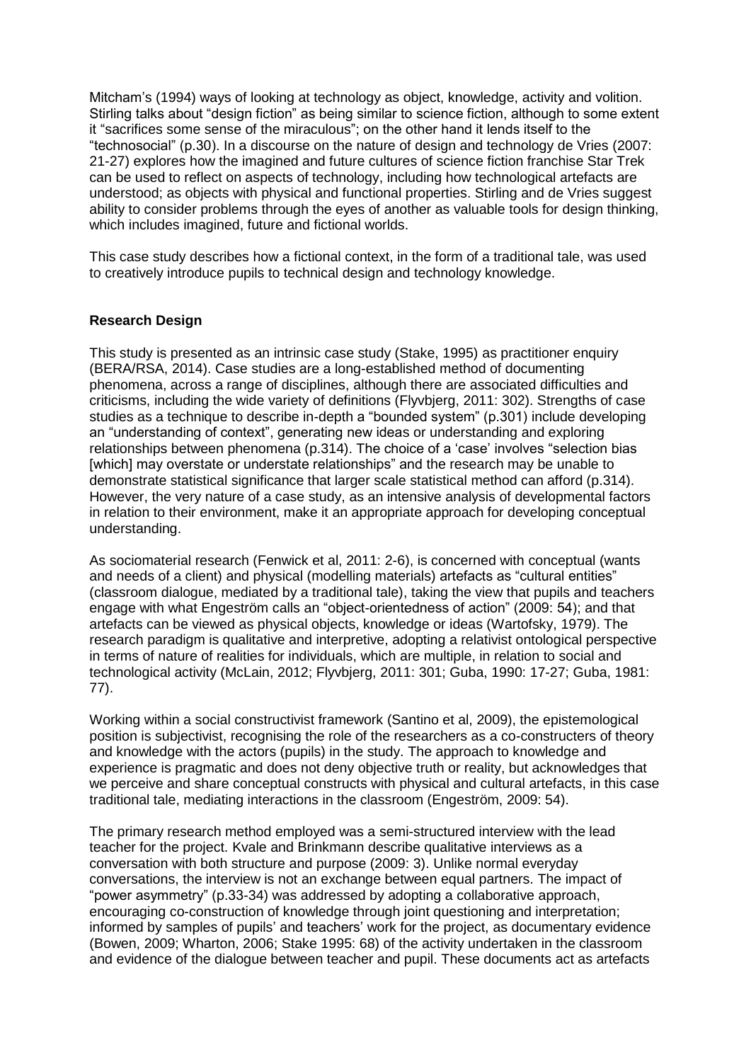Mitcham's (1994) ways of looking at technology as object, knowledge, activity and volition. Stirling talks about "design fiction" as being similar to science fiction, although to some extent it "sacrifices some sense of the miraculous"; on the other hand it lends itself to the "technosocial" (p.30). In a discourse on the nature of design and technology de Vries (2007: 21-27) explores how the imagined and future cultures of science fiction franchise Star Trek can be used to reflect on aspects of technology, including how technological artefacts are understood; as objects with physical and functional properties. Stirling and de Vries suggest ability to consider problems through the eyes of another as valuable tools for design thinking, which includes imagined, future and fictional worlds.

This case study describes how a fictional context, in the form of a traditional tale, was used to creatively introduce pupils to technical design and technology knowledge.

**Research Design**

This study is presented as an intrinsic case study (Stake, 1995) as practitioner enquiry (BERA/RSA, 2014). Case studies are a long-established method of documenting phenomena, across a range of disciplines, although there are associated difficulties and criticisms, including the wide variety of definitions (Flyvbjerg, 2011: 302). Strengths of case studies as a technique to describe in-depth a "bounded system" (p.301) include developing an "understanding of context", generating new ideas or understanding and exploring relationships between phenomena (p.314). The choice of a 'case' involves "selection bias [which] may overstate or understate relationships" and the research may be unable to demonstrate statistical significance that larger scale statistical method can afford (p.314). However, the very nature of a case study, as an intensive analysis of developmental factors in relation to their environment, make it an appropriate approach for developing conceptual understanding.

As sociomaterial research (Fenwick et al, 2011: 2-6), is concerned with conceptual (wants and needs of a client) and physical (modelling materials) artefacts as "cultural entities" (classroom dialogue, mediated by a traditional tale), taking the view that pupils and teachers engage with what Engeström calls an "object-orientedness of action" (2009: 54); and that artefacts can be viewed as physical objects, knowledge or ideas (Wartofsky, 1979). The research paradigm is qualitative and interpretive, adopting a relativist ontological perspective in terms of nature of realities for individuals, which are multiple, in relation to social and technological activity (McLain, 2012; Flyvbjerg, 2011: 301; Guba, 1990: 17-27; Guba, 1981: 77).

Working within a social constructivist framework (Santino et al, 2009), the epistemological position is subjectivist, recognising the role of the researchers as a co-constructers of theory and knowledge with the actors (pupils) in the study. The approach to knowledge and experience is pragmatic and does not deny objective truth or reality, but acknowledges that we perceive and share conceptual constructs with physical and cultural artefacts, in this case traditional tale, mediating interactions in the classroom (Engeström, 2009: 54).

The primary research method employed was a semi-structured interview with the lead teacher for the project. Kvale and Brinkmann describe qualitative interviews as a conversation with both structure and purpose (2009: 3). Unlike normal everyday conversations, the interview is not an exchange between equal partners. The impact of "power asymmetry" (p.33-34) was addressed by adopting a collaborative approach, encouraging co-construction of knowledge through joint questioning and interpretation; informed by samples of pupils' and teachers' work for the project, as documentary evidence (Bowen, 2009; Wharton, 2006; Stake 1995: 68) of the activity undertaken in the classroom and evidence of the dialogue between teacher and pupil. These documents act as artefacts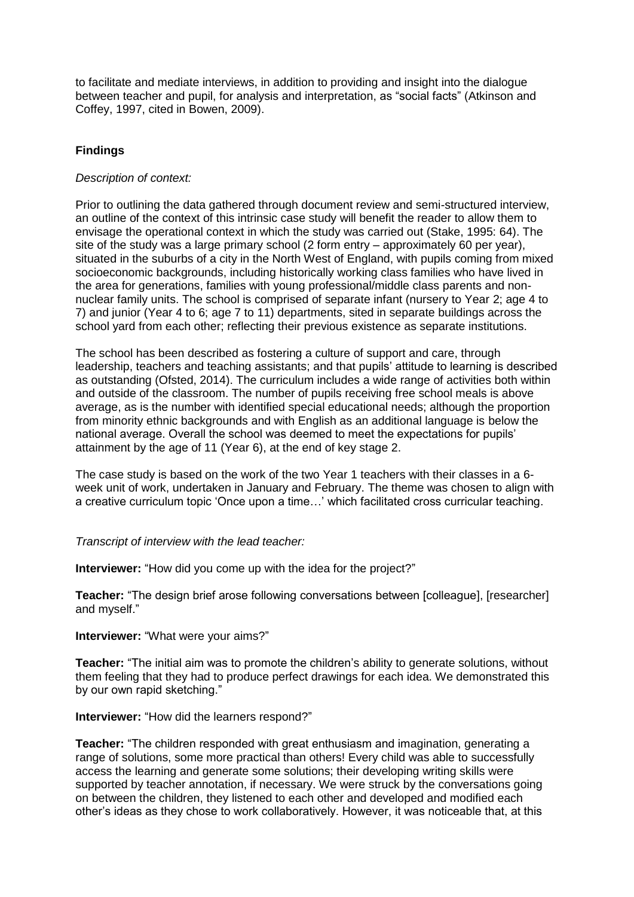to facilitate and mediate interviews, in addition to providing and insight into the dialogue between teacher and pupil, for analysis and interpretation, as "social facts" (Atkinson and Coffey, 1997, cited in Bowen, 2009).

## Findings

*Description of context:*

Prior to outlining the data gathered through document review and semi-structured interview, an outline of the context of this intrinsic case study will benefit the reader to allow them to envisage the operational context in which the study was carried out (Stake, 1995: 64). The site of the study was a large primary school (2 form entry – approximately 60 per year), situated in the suburbs of a city in the North West of England, with pupils coming from mixed socioeconomic backgrounds, including historically working class families who have lived in the area for generations, families with young professional/middle class parents and non-nuclear family units. The school is comprised of separate infant (nursery to Year 2; age 4 to 7) and junior (Year 4 to 6; age 7 to 11) departments, sited in separate buildings across the school yard from each other; reflecting their previous existence as separate institutions.

The school has been described as fostering a culture of support and care, through leadership, teachers and teaching assistants; and that pupils' attitude to learning is described as outstanding (Ofsted, 2014). The curriculum includes a wide range of activities both within and outside of the classroom. The number of pupils receiving free school meals is above average, as is the number with identified special educational needs; although the proportion from minority ethnic backgrounds and with English as an additional language is below the national average. Overall the school was deemed to meet the expectations for pupils' attainment by the age of 11 (Year 6), at the end of key stage 2.

The case study is based on the work of the two Year 1 teachers with their classes in a 6-week unit of work, undertaken in January and February. The theme was chosen to align with a creative curriculum topic 'Once upon a time…' which facilitated cross curricular teaching.

*Transcript of interview with the lead teacher:*

**Interviewer:** "How did you come up with the idea for the project?"

**Teacher:** "The design brief arose following conversations between [colleague], [researcher] and myself."

**Interviewer:** "What were your aims?"

**Teacher:** "The initial aim was to promote the children's ability to generate solutions, without them feeling that they had to produce perfect drawings for each idea. We demonstrated this by our own rapid sketching."

**Interviewer:** "How did the learners respond?"

**Teacher:** "The children responded with great enthusiasm and imagination, generating a range of solutions, some more practical than others! Every child was able to successfully access the learning and generate some solutions; their developing writing skills were supported by teacher annotation, if necessary. We were struck by the conversations going on between the children, they listened to each other and developed and modified each other's ideas as they chose to work collaboratively. However, it was noticeable that, at this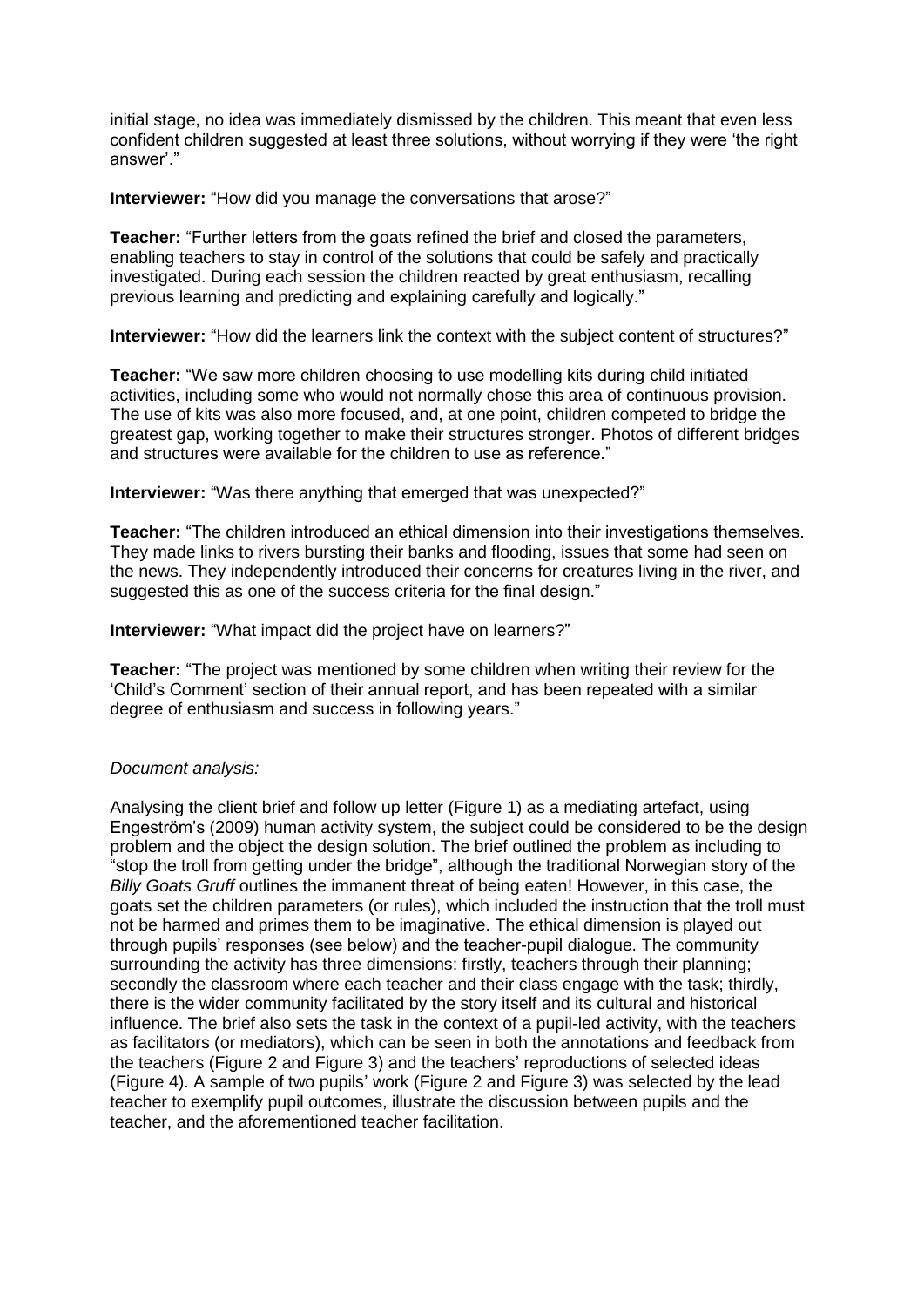initial stage, no idea was immediately dismissed by the children. This meant that even less confident children suggested at least three solutions, without worrying if they were 'the right answer'."

**Interviewer:** "How did you manage the conversations that arose?"

**Teacher:** "Further letters from the goats refined the brief and closed the parameters, enabling teachers to stay in control of the solutions that could be safely and practically investigated. During each session the children reacted by great enthusiasm, recalling previous learning and predicting and explaining carefully and logically."

**Interviewer:** "How did the learners link the context with the subject content of structures?"

**Teacher:** "We saw more children choosing to use modelling kits during child initiated activities, including some who would not normally chose this area of continuous provision. The use of kits was also more focused, and, at one point, children competed to bridge the greatest gap, working together to make their structures stronger. Photos of different bridges and structures were available for the children to use as reference."

**Interviewer:** "Was there anything that emerged that was unexpected?"

**Teacher:** "The children introduced an ethical dimension into their investigations themselves. They made links to rivers bursting their banks and flooding, issues that some had seen on the news. They independently introduced their concerns for creatures living in the river, and suggested this as one of the success criteria for the final design."

**Interviewer:** "What impact did the project have on learners?"

**Teacher:** "The project was mentioned by some children when writing their review for the 'Child's Comment' section of their annual report, and has been repeated with a similar degree of enthusiasm and success in following years."

*Document analysis:*

Analysing the client brief and follow up letter (Figure 1) as a mediating artefact, using Engeström's (2009) human activity system, the subject could be considered to be the design problem and the object the design solution. The brief outlined the problem as including to "stop the troll from getting under the bridge", although the traditional Norwegian story of the *Billy Goats Gruff* outlines the immanent threat of being eaten! However, in this case, the goats set the children parameters (or rules), which included the instruction that the troll must not be harmed and primes them to be imaginative. The ethical dimension is played out through pupils' responses (see below) and the teacher-pupil dialogue. The community surrounding the activity has three dimensions: firstly, teachers through their planning; secondly the classroom where each teacher and their class engage with the task; thirdly, there is the wider community facilitated by the story itself and its cultural and historical influence. The brief also sets the task in the context of a pupil-led activity, with the teachers as facilitators (or mediators), which can be seen in both the annotations and feedback from the teachers (Figure 2 and Figure 3) and the teachers' reproductions of selected ideas (Figure 4). A sample of two pupils' work (Figure 2 and Figure 3) was selected by the lead teacher to exemplify pupil outcomes, illustrate the discussion between pupils and the teacher, and the aforementioned teacher facilitation.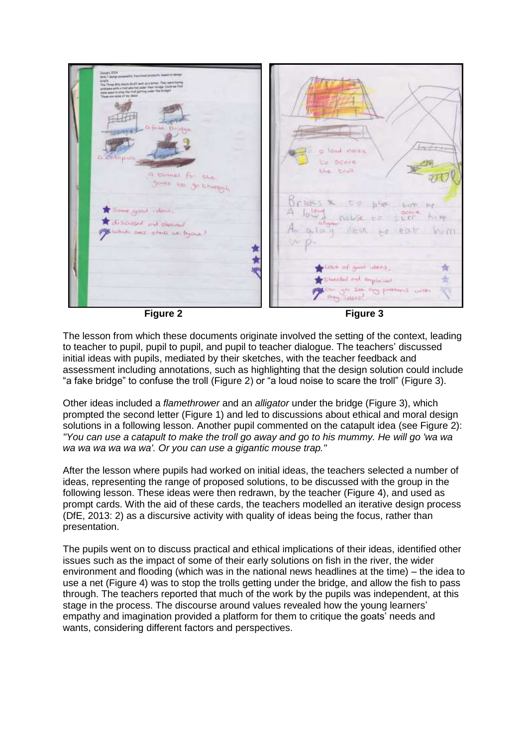**Figure 2** **Figure 3**

The lesson from which these documents originate involved the setting of the context, leading to teacher to pupil, pupil to pupil, and pupil to teacher dialogue. The teachers' discussed initial ideas with pupils, mediated by their sketches, with the teacher feedback and assessment including annotations, such as highlighting that the design solution could include "a fake bridge" to confuse the troll (Figure 2) or "a loud noise to scare the troll" (Figure 3).

Other ideas included a *flamethrower* and an *alligator* under the bridge (Figure 3), which prompted the second letter (Figure 1) and led to discussions about ethical and moral design solutions in a following lesson. Another pupil commented on the catapult idea (see Figure 2): *"You can use a catapult to make the troll go away and go to his mummy. He will go 'wa wa wa wa wa wa wa wa'. Or you can use a gigantic mouse trap."*

After the lesson where pupils had worked on initial ideas, the teachers selected a number of ideas, representing the range of proposed solutions, to be discussed with the group in the following lesson. These ideas were then redrawn, by the teacher (Figure 4), and used as prompt cards. With the aid of these cards, the teachers modelled an iterative design process (DfE, 2013: 2) as a discursive activity with quality of ideas being the focus, rather than presentation.

The pupils went on to discuss practical and ethical implications of their ideas, identified other issues such as the impact of some of their early solutions on fish in the river, the wider environment and flooding (which was in the national news headlines at the time) – the idea to use a net (Figure 4) was to stop the trolls getting under the bridge, and allow the fish to pass through. The teachers reported that much of the work by the pupils was independent, at this stage in the process. The discourse around values revealed how the young learners' empathy and imagination provided a platform for them to critique the goats' needs and wants, considering different factors and perspectives.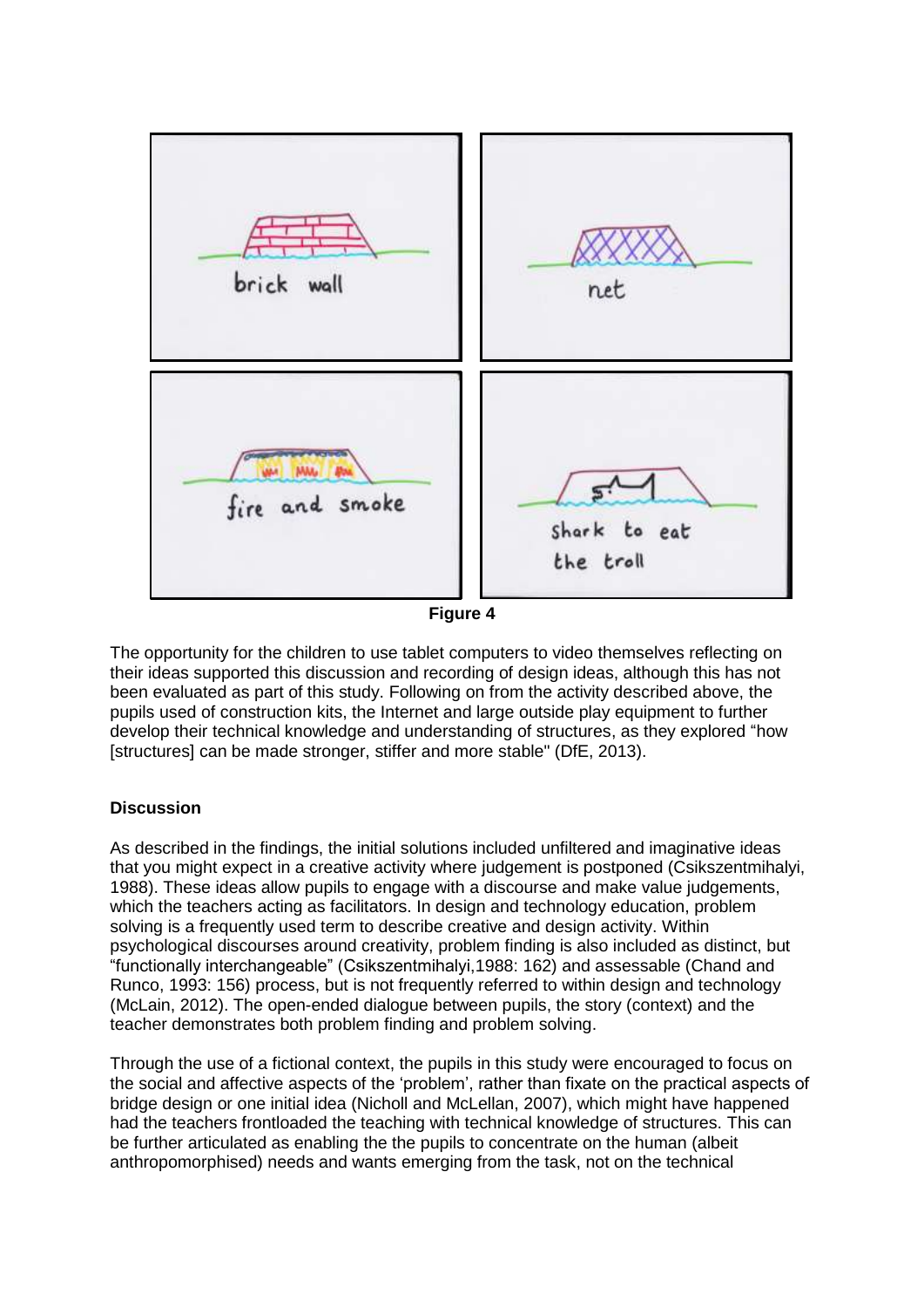Figure 4

The opportunity for the children to use tablet computers to video themselves reflecting on their ideas supported this discussion and recording of design ideas, although this has not been evaluated as part of this study. Following on from the activity described above, the pupils used of construction kits, the Internet and large outside play equipment to further develop their technical knowledge and understanding of structures, as they explored "how [structures] can be made stronger, stiffer and more stable" (DfE, 2013).

**Discussion**

As described in the findings, the initial solutions included unfiltered and imaginative ideas that you might expect in a creative activity where judgement is postponed (Csikszentmihalyi, 1988). These ideas allow pupils to engage with a discourse and make value judgements, which the teachers acting as facilitators. In design and technology education, problem solving is a frequently used term to describe creative and design activity. Within psychological discourses around creativity, problem finding is also included as distinct, but "functionally interchangeable" (Csikszentmihalyi,1988: 162) and assessable (Chand and Runco, 1993: 156) process, but is not frequently referred to within design and technology (McLain, 2012). The open-ended dialogue between pupils, the story (context) and the teacher demonstrates both problem finding and problem solving.

Through the use of a fictional context, the pupils in this study were encouraged to focus on the social and affective aspects of the 'problem', rather than fixate on the practical aspects of bridge design or one initial idea (Nicholl and McLellan, 2007), which might have happened had the teachers frontloaded the teaching with technical knowledge of structures. This can be further articulated as enabling the the pupils to concentrate on the human (albeit anthropomorphised) needs and wants emerging from the task, not on the technical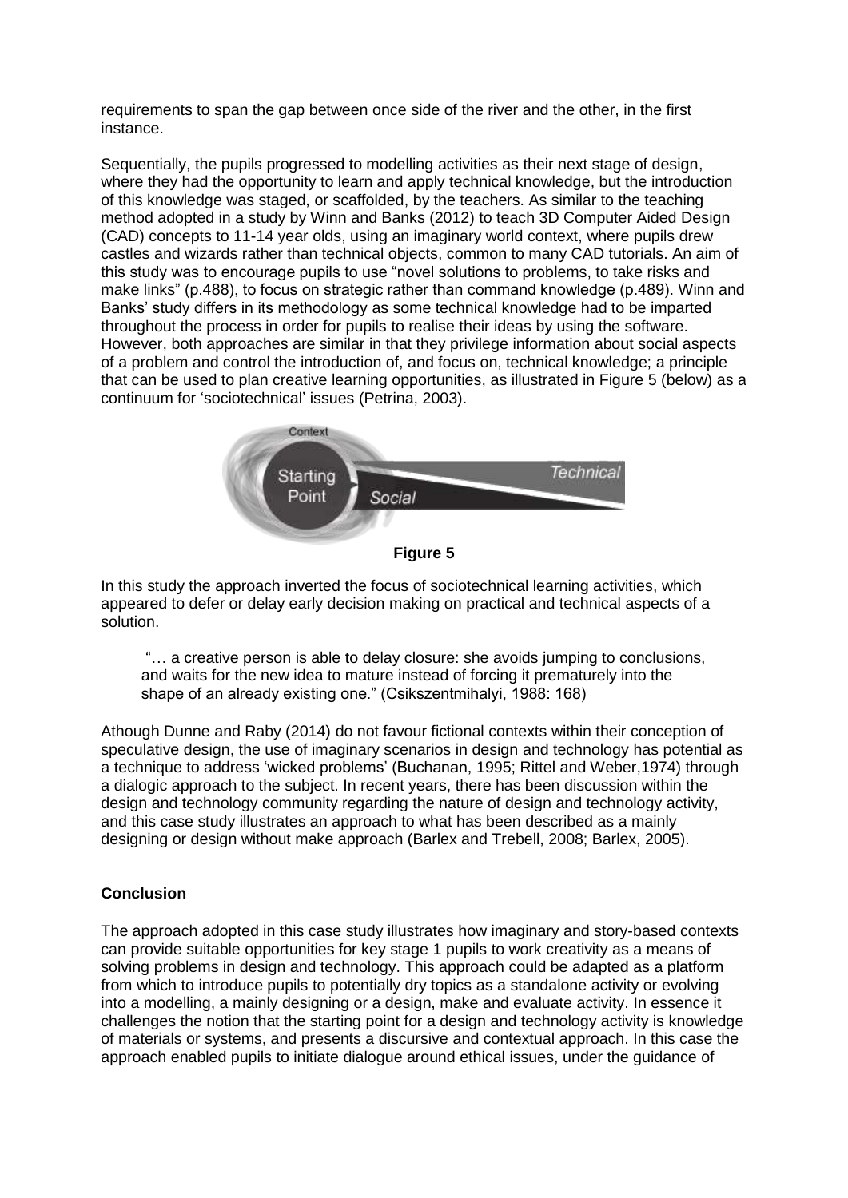requirements to span the gap between once side of the river and the other, in the first instance.

Sequentially, the pupils progressed to modelling activities as their next stage of design, where they had the opportunity to learn and apply technical knowledge, but the introduction of this knowledge was staged, or scaffolded, by the teachers. As similar to the teaching method adopted in a study by Winn and Banks (2012) to teach 3D Computer Aided Design (CAD) concepts to 11-14 year olds, using an imaginary world context, where pupils drew castles and wizards rather than technical objects, common to many CAD tutorials. An aim of this study was to encourage pupils to use "novel solutions to problems, to take risks and make links" (p.488), to focus on strategic rather than command knowledge (p.489). Winn and Banks' study differs in its methodology as some technical knowledge had to be imparted throughout the process in order for pupils to realise their ideas by using the software. However, both approaches are similar in that they privilege information about social aspects of a problem and control the introduction of, and focus on, technical knowledge; a principle that can be used to plan creative learning opportunities, as illustrated in Figure 5 (below) as a continuum for 'sociotechnical' issues (Petrina, 2003).

Context

Starting Point

Technical

Social

**Figure 5**

In this study the approach inverted the focus of sociotechnical learning activities, which appeared to defer or delay early decision making on practical and technical aspects of a solution.

> "… a creative person is able to delay closure: she avoids jumping to conclusions, and waits for the new idea to mature instead of forcing it prematurely into the shape of an already existing one." (Csikszentmihalyi, 1988: 168)

Athough Dunne and Raby (2014) do not favour fictional contexts within their conception of speculative design, the use of imaginary scenarios in design and technology has potential as a technique to address 'wicked problems' (Buchanan, 1995; Rittel and Weber,1974) through a dialogic approach to the subject. In recent years, there has been discussion within the design and technology community regarding the nature of design and technology activity, and this case study illustrates an approach to what has been described as a mainly designing or design without make approach (Barlex and Trebell, 2008; Barlex, 2005).

## Conclusion

The approach adopted in this case study illustrates how imaginary and story-based contexts can provide suitable opportunities for key stage 1 pupils to work creativity as a means of solving problems in design and technology. This approach could be adapted as a platform from which to introduce pupils to potentially dry topics as a standalone activity or evolving into a modelling, a mainly designing or a design, make and evaluate activity. In essence it challenges the notion that the starting point for a design and technology activity is knowledge of materials or systems, and presents a discursive and contextual approach. In this case the approach enabled pupils to initiate dialogue around ethical issues, under the guidance of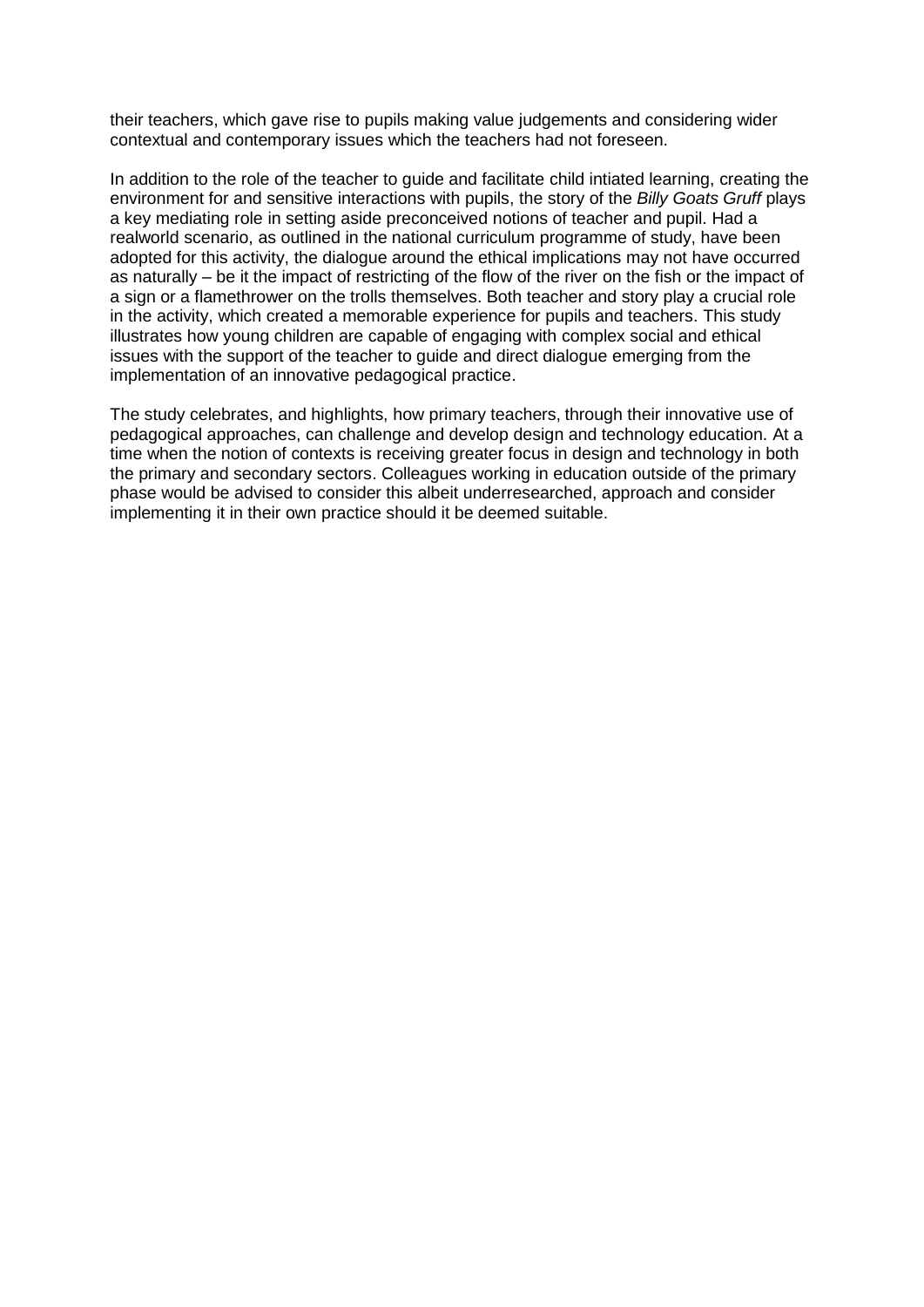their teachers, which gave rise to pupils making value judgements and considering wider contextual and contemporary issues which the teachers had not foreseen.

In addition to the role of the teacher to guide and facilitate child intiated learning, creating the environment for and sensitive interactions with pupils, the story of the *Billy Goats Gruff* plays a key mediating role in setting aside preconceived notions of teacher and pupil. Had a realworld scenario, as outlined in the national curriculum programme of study, have been adopted for this activity, the dialogue around the ethical implications may not have occurred as naturally – be it the impact of restricting of the flow of the river on the fish or the impact of a sign or a flamethrower on the trolls themselves. Both teacher and story play a crucial role in the activity, which created a memorable experience for pupils and teachers. This study illustrates how young children are capable of engaging with complex social and ethical issues with the support of the teacher to guide and direct dialogue emerging from the implementation of an innovative pedagogical practice.

The study celebrates, and highlights, how primary teachers, through their innovative use of pedagogical approaches, can challenge and develop design and technology education. At a time when the notion of contexts is receiving greater focus in design and technology in both the primary and secondary sectors. Colleagues working in education outside of the primary phase would be advised to consider this albeit underresearched, approach and consider implementing it in their own practice should it be deemed suitable.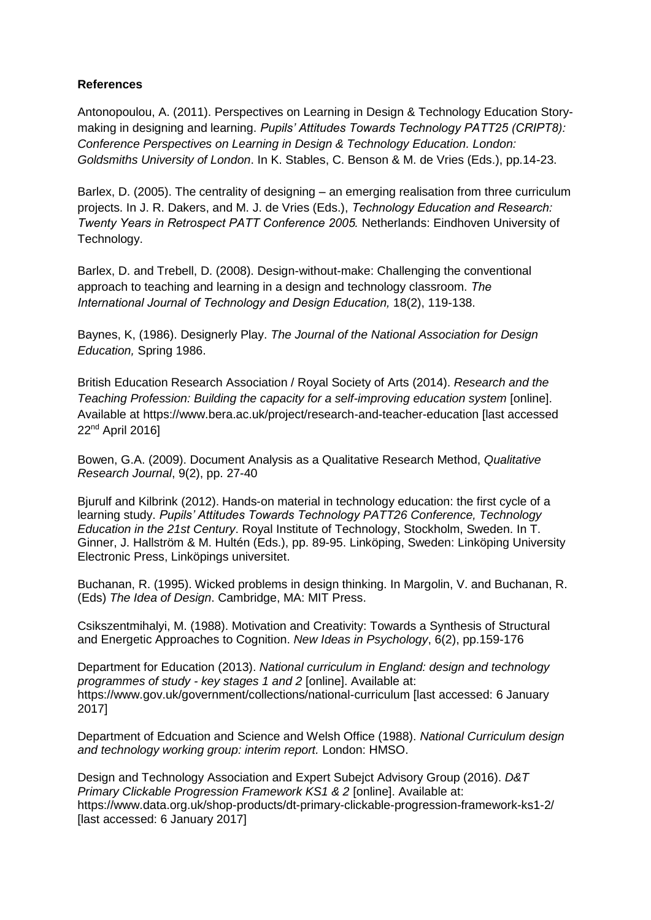**References**

Antonopoulou, A. (2011). Perspectives on Learning in Design & Technology Education Story-making in designing and learning. *Pupils' Attitudes Towards Technology PATT25 (CRIPT8): Conference Perspectives on Learning in Design & Technology Education. London: Goldsmiths University of London*. In K. Stables, C. Benson & M. de Vries (Eds.), pp.14-23.

Barlex, D. (2005). The centrality of designing – an emerging realisation from three curriculum projects. In J. R. Dakers, and M. J. de Vries (Eds.), *Technology Education and Research: Twenty Years in Retrospect PATT Conference 2005.* Netherlands: Eindhoven University of Technology.

Barlex, D. and Trebell, D. (2008). Design-without-make: Challenging the conventional approach to teaching and learning in a design and technology classroom. *The International Journal of Technology and Design Education,* 18(2), 119-138.

Baynes, K, (1986). Designerly Play. *The Journal of the National Association for Design Education,* Spring 1986.

British Education Research Association / Royal Society of Arts (2014). *Research and the Teaching Profession: Building the capacity for a self-improving education system* [online]. Available at https://www.bera.ac.uk/project/research-and-teacher-education [last accessed 22nd April 2016]

Bowen, G.A. (2009). Document Analysis as a Qualitative Research Method, *Qualitative Research Journal*, 9(2), pp. 27-40

Bjurulf and Kilbrink (2012). Hands-on material in technology education: the first cycle of a learning study. *Pupils' Attitudes Towards Technology PATT26 Conference, Technology Education in the 21st Century*. Royal Institute of Technology, Stockholm, Sweden. In T. Ginner, J. Hallström & M. Hultén (Eds.), pp. 89-95. Linköping, Sweden: Linköping University Electronic Press, Linköpings universitet.

Buchanan, R. (1995). Wicked problems in design thinking. In Margolin, V. and Buchanan, R. (Eds) *The Idea of Design*. Cambridge, MA: MIT Press.

Csikszentmihalyi, M. (1988). Motivation and Creativity: Towards a Synthesis of Structural and Energetic Approaches to Cognition. *New Ideas in Psychology*, 6(2), pp.159-176

Department for Education (2013). *National curriculum in England: design and technology programmes of study - key stages 1 and 2* [online]. Available at: https://www.gov.uk/government/collections/national-curriculum [last accessed: 6 January 2017]

Department of Edcuation and Science and Welsh Office (1988). *National Curriculum design and technology working group: interim report.* London: HMSO.

Design and Technology Association and Expert Subejct Advisory Group (2016). *D&T Primary Clickable Progression Framework KS1 & 2* [online]. Available at: https://www.data.org.uk/shop-products/dt-primary-clickable-progression-framework-ks1-2/ [last accessed: 6 January 2017]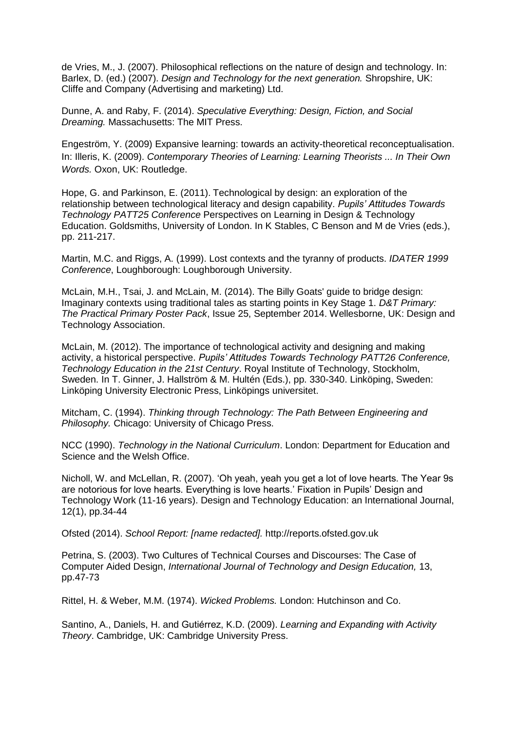de Vries, M., J. (2007). Philosophical reflections on the nature of design and technology. In: Barlex, D. (ed.) (2007). *Design and Technology for the next generation.* Shropshire, UK: Cliffe and Company (Advertising and marketing) Ltd.

Dunne, A. and Raby, F. (2014). *Speculative Everything: Design, Fiction, and Social Dreaming.* Massachusetts: The MIT Press.

Engeström, Y. (2009) Expansive learning: towards an activity-theoretical reconceptualisation. In: Illeris, K. (2009). *Contemporary Theories of Learning: Learning Theorists ... In Their Own Words.* Oxon, UK: Routledge.

Hope, G. and Parkinson, E. (2011). Technological by design: an exploration of the relationship between technological literacy and design capability. *Pupils' Attitudes Towards Technology PATT25 Conference* Perspectives on Learning in Design & Technology Education. Goldsmiths, University of London. In K Stables, C Benson and M de Vries (eds.), pp. 211-217.

Martin, M.C. and Riggs, A. (1999). Lost contexts and the tyranny of products. *IDATER 1999 Conference*, Loughborough: Loughborough University.

McLain, M.H., Tsai, J. and McLain, M. (2014). The Billy Goats' guide to bridge design: Imaginary contexts using traditional tales as starting points in Key Stage 1. *D&T Primary: The Practical Primary Poster Pack*, Issue 25, September 2014. Wellesborne, UK: Design and Technology Association.

McLain, M. (2012). The importance of technological activity and designing and making activity, a historical perspective. *Pupils' Attitudes Towards Technology PATT26 Conference, Technology Education in the 21st Century*. Royal Institute of Technology, Stockholm, Sweden. In T. Ginner, J. Hallström & M. Hultén (Eds.), pp. 330-340. Linköping, Sweden: Linköping University Electronic Press, Linköpings universitet.

Mitcham, C. (1994). *Thinking through Technology: The Path Between Engineering and Philosophy.* Chicago: University of Chicago Press.

NCC (1990). *Technology in the National Curriculum*. London: Department for Education and Science and the Welsh Office.

Nicholl, W. and McLellan, R. (2007). 'Oh yeah, yeah you get a lot of love hearts. The Year 9s are notorious for love hearts. Everything is love hearts.' Fixation in Pupils' Design and Technology Work (11-16 years). Design and Technology Education: an International Journal, 12(1), pp.34-44

Ofsted (2014). *School Report: [name redacted].* http://reports.ofsted.gov.uk

Petrina, S. (2003). Two Cultures of Technical Courses and Discourses: The Case of Computer Aided Design, *International Journal of Technology and Design Education,* 13, pp.47-73

Rittel, H. & Weber, M.M. (1974). *Wicked Problems.* London: Hutchinson and Co.

Santino, A., Daniels, H. and Gutiérrez, K.D. (2009). *Learning and Expanding with Activity Theory*. Cambridge, UK: Cambridge University Press.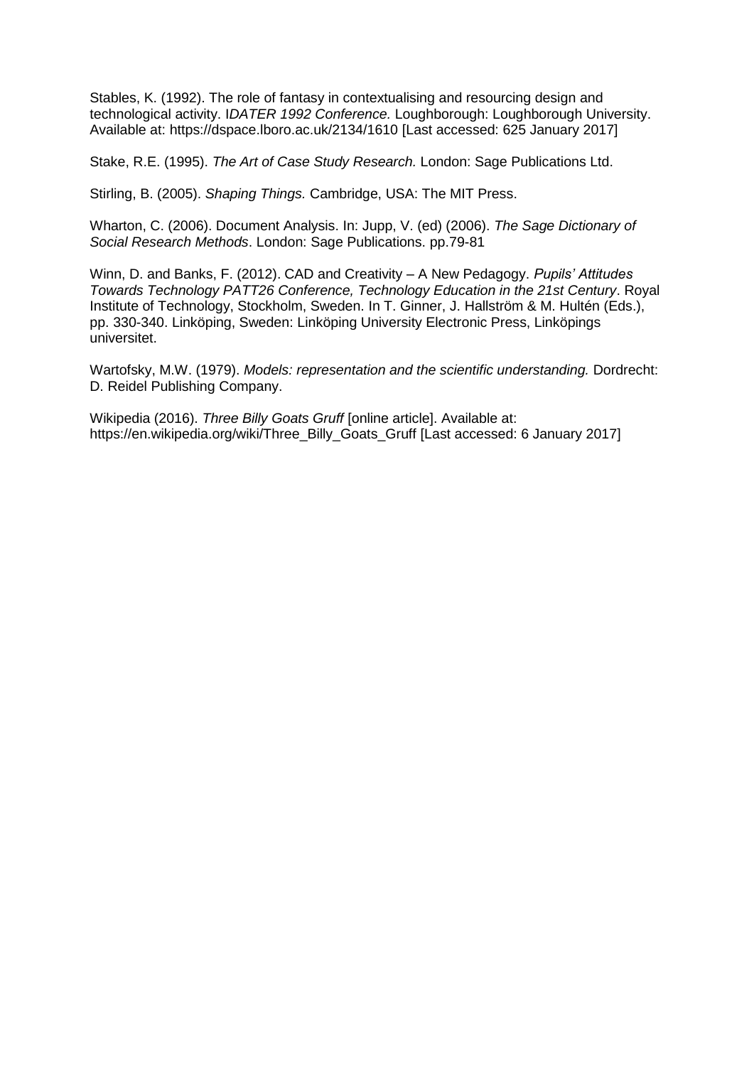Stables, K. (1992). The role of fantasy in contextualising and resourcing design and technological activity. I*DATER 1992 Conference.* Loughborough: Loughborough University. Available at: https://dspace.lboro.ac.uk/2134/1610 [Last accessed: 625 January 2017]

Stake, R.E. (1995). *The Art of Case Study Research.* London: Sage Publications Ltd.

Stirling, B. (2005). *Shaping Things.* Cambridge, USA: The MIT Press.

Wharton, C. (2006). Document Analysis. In: Jupp, V. (ed) (2006). *The Sage Dictionary of Social Research Methods*. London: Sage Publications. pp.79-81

Winn, D. and Banks, F. (2012). CAD and Creativity – A New Pedagogy. *Pupils' Attitudes Towards Technology PATT26 Conference, Technology Education in the 21st Century*. Royal Institute of Technology, Stockholm, Sweden. In T. Ginner, J. Hallström & M. Hultén (Eds.), pp. 330-340. Linköping, Sweden: Linköping University Electronic Press, Linköpings universitet.

Wartofsky, M.W. (1979). *Models: representation and the scientific understanding.* Dordrecht: D. Reidel Publishing Company.

Wikipedia (2016). *Three Billy Goats Gruff* [online article]. Available at: https://en.wikipedia.org/wiki/Three_Billy_Goats_Gruff [Last accessed: 6 January 2017]